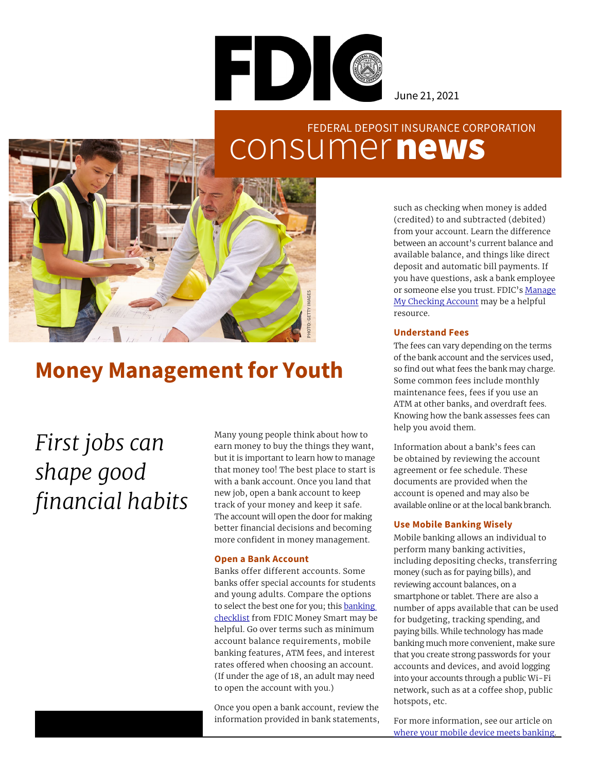FDIC

June 21, 2021

FEDERAL DEPOSIT INSURANCE CORPORATION

consumer **news**

PHOTO: GETTY IMAGES

# Money Management for Youth

*First jobs can shape good financial habits*

Many young people think about how to earn money to buy the things they want, but it is important to learn how to manage that money too! The best place to start is with a bank account. Once you land that new job, open a bank account to keep track of your money and keep it safe. The account will open the door for making better financial decisions and becoming more confident in money management.

### Open a Bank Account

Banks offer different accounts. Some banks offer special accounts for students and young adults. Compare the options to select the best one for you; this banking checklist from FDIC Money Smart may be helpful. Go over terms such as minimum account balance requirements, mobile banking features, ATM fees, and interest rates offered when choosing an account. (If under the age of 18, an adult may need to open the account with you.)

Once you open a bank account, review the information provided in bank statements, such as checking when money is added (credited) to and subtracted (debited) from your account. Learn the difference between an account's current balance and available balance, and things like direct deposit and automatic bill payments. If you have questions, ask a bank employee or someone else you trust. FDIC's Manage My Checking Account may be a helpful resource.

### Understand Fees

The fees can vary depending on the terms of the bank account and the services used, so find out what fees the bank may charge. Some common fees include monthly maintenance fees, fees if you use an ATM at other banks, and overdraft fees. Knowing how the bank assesses fees can help you avoid them.

Information about a bank's fees can be obtained by reviewing the account agreement or fee schedule. These documents are provided when the account is opened and may also be available online or at the local bank branch.

### Use Mobile Banking Wisely

Mobile banking allows an individual to perform many banking activities, including depositing checks, transferring money (such as for paying bills), and reviewing account balances, on a smartphone or tablet. There are also a number of apps available that can be used for budgeting, tracking spending, and paying bills. While technology has made banking much more convenient, make sure that you create strong passwords for your accounts and devices, and avoid logging into your accounts through a public Wi-Fi network, such as at a coffee shop, public hotspots, etc.

For more information, see our article on where your mobile device meets banking.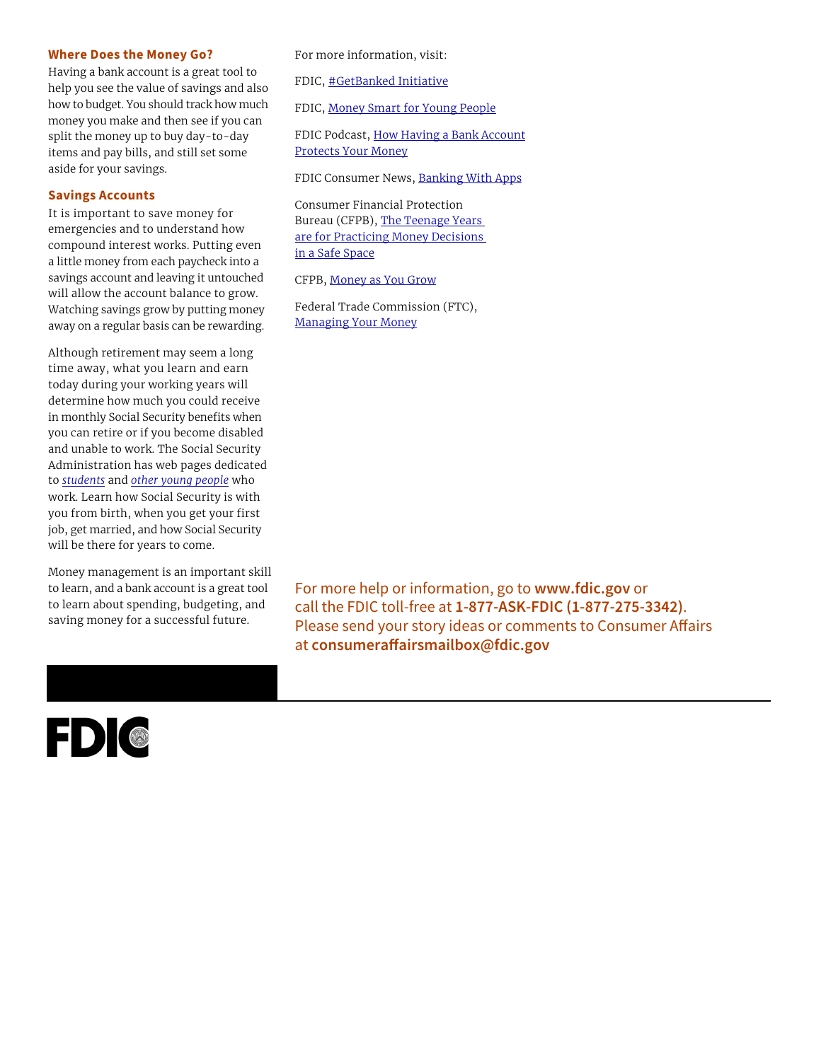## Where Does the Money Go?

Having a bank account is a great tool to help you see the value of savings and also how to budget. You should track how much money you make and then see if you can split the money up to buy day-to-day items and pay bills, and still set some aside for your savings.

## Savings Accounts

It is important to save money for emergencies and to understand how compound interest works. Putting even a little money from each paycheck into a savings account and leaving it untouched will allow the account balance to grow. Watching savings grow by putting money away on a regular basis can be rewarding.

Although retirement may seem a long time away, what you learn and earn today during your working years will determine how much you could receive in monthly Social Security benefits when you can retire or if you become disabled and unable to work. The Social Security Administration has web pages dedicated to *students* and *other young people* who work. Learn how Social Security is with you from birth, when you get your first job, get married, and how Social Security will be there for years to come.

Money management is an important skill to learn, and a bank account is a great tool to learn about spending, budgeting, and saving money for a successful future.

For more information, visit:

FDIC, #GetBanked Initiative

FDIC, Money Smart for Young People

FDIC Podcast, How Having a Bank Account Protects Your Money

FDIC Consumer News, Banking With Apps

Consumer Financial Protection Bureau (CFPB), The Teenage Years are for Practicing Money Decisions in a Safe Space

CFPB, Money as You Grow

Federal Trade Commission (FTC), Managing Your Money

For more help or information, go to **www.fdic.gov** or call the FDIC toll-free at **1-877-ASK-FDIC (1-877-275-3342)**. Please send your story ideas or comments to Consumer Affairs at **consumeraffairsmailbox@fdic.gov**

FDIC